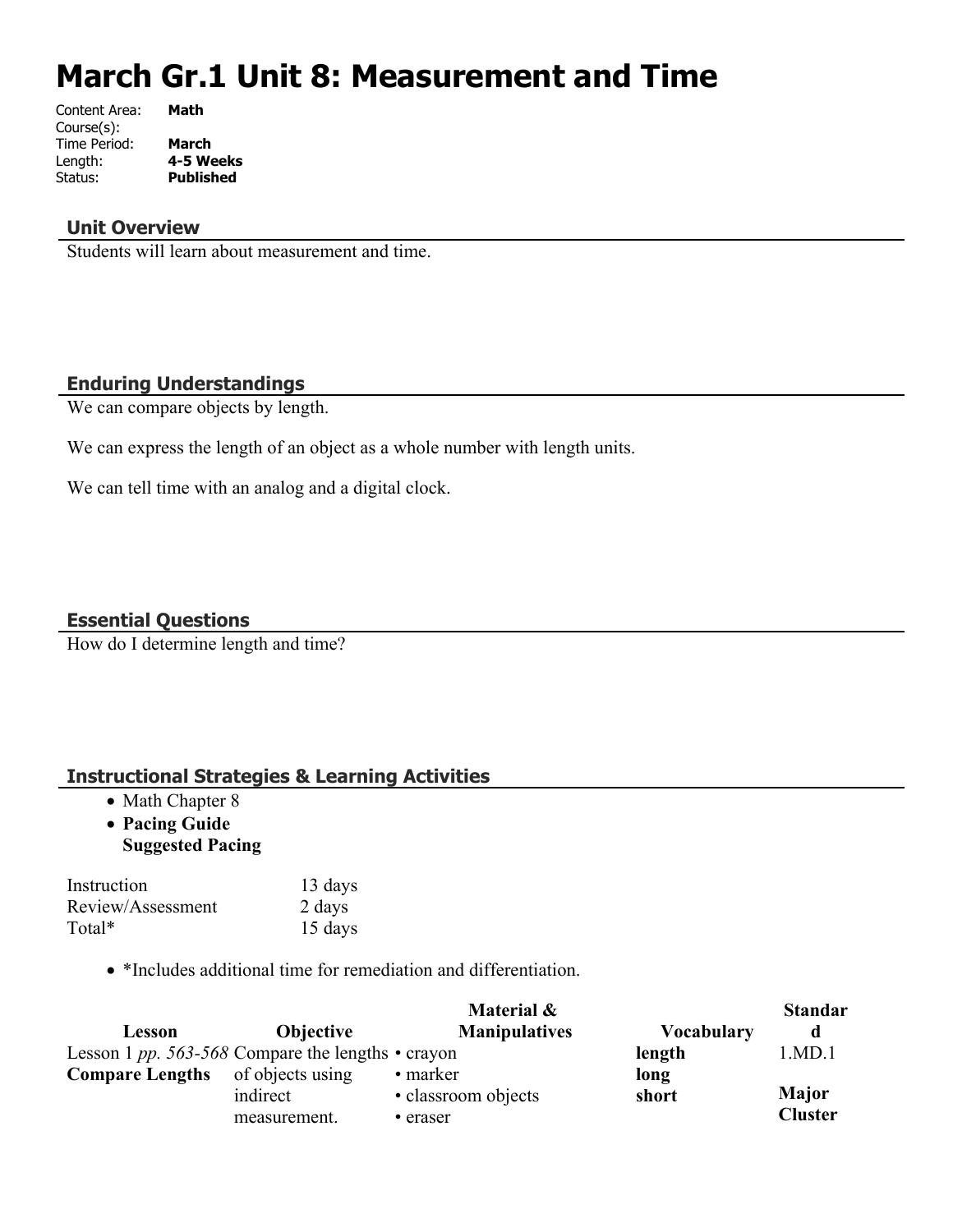# March Gr.1 Unit 8: Measurement and Time

Content Area: **Math**
Course(s):
Time Period: **March**
Length: **4-5 Weeks**
Status: **Published**

## Unit Overview

Students will learn about measurement and time.

## Enduring Understandings

We can compare objects by length.

We can express the length of an object as a whole number with length units.

We can tell time with an analog and a digital clock.

## Essential Questions

How do I determine length and time?

## Instructional Strategies & Learning Activities

- Math Chapter 8
- **Pacing Guide**
  **Suggested Pacing**

| | |
|---|---|
| Instruction | 13 days |
| Review/Assessment | 2 days |
| Total* | 15 days |

- *Includes additional time for remediation and differentiation.

| Lesson | Objective | Material & Manipulatives | Vocabulary | Standard |
|---|---|---|---|---|
| Lesson 1 *pp. 563-568* **Compare Lengths** | Compare the lengths of objects using indirect measurement. | • crayon<br>• marker<br>• classroom objects<br>• eraser | **length**<br>**long**<br>**short** | 1.MD.1<br><br>**Major Cluster** |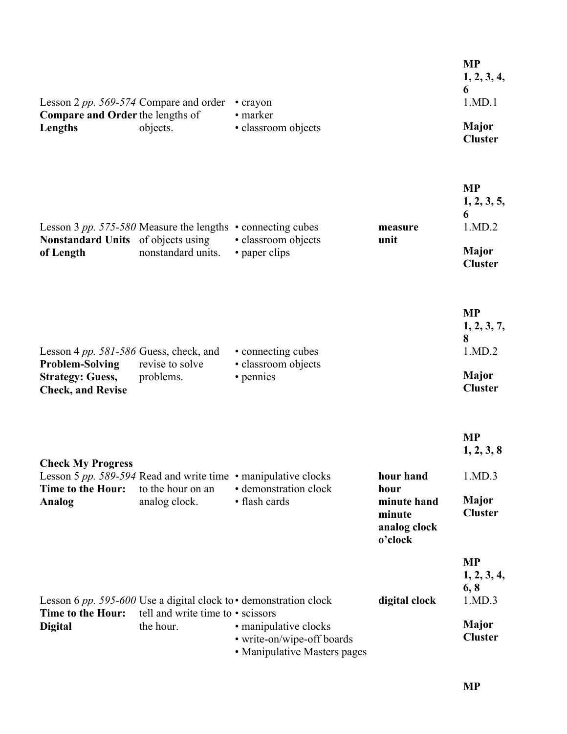| | | | | |
|---|---|---|---|---|
| Lesson 2 *pp. 569-574* **Compare and Order Lengths** | Compare and order the lengths of objects. | • crayon<br>• marker<br>• classroom objects | | **MP 1, 2, 3, 4, 6**<br>1.MD.1<br>**Major Cluster** |
| Lesson 3 *pp. 575-580* **Nonstandard Units of Length** | Measure the lengths of objects using nonstandard units. | • connecting cubes<br>• classroom objects<br>• paper clips | **measure**<br>**unit** | **MP 1, 2, 3, 5, 6**<br>1.MD.2<br>**Major Cluster** |
| Lesson 4 *pp. 581-586* **Problem-Solving Strategy: Guess, Check, and Revise** | Guess, check, and revise to solve problems. | • connecting cubes<br>• classroom objects<br>• pennies | | **MP 1, 2, 3, 7, 8**<br>1.MD.2<br>**Major Cluster** |
| **Check My Progress** | | | | **MP 1, 2, 3, 8** |
| Lesson 5 *pp. 589-594* **Time to the Hour: Analog** | Read and write time to the hour on an analog clock. | • manipulative clocks<br>• demonstration clock<br>• flash cards | **hour hand**<br>**hour**<br>**minute hand**<br>**minute**<br>**analog clock**<br>**o'clock** | 1.MD.3<br>**Major Cluster** |
| Lesson 6 *pp. 595-600* **Time to the Hour: Digital** | Use a digital clock to tell and write time to the hour. | • demonstration clock<br>• scissors<br>• manipulative clocks<br>• write-on/wipe-off boards<br>• Manipulative Masters pages | **digital clock** | **MP 1, 2, 3, 4, 6, 8**<br>1.MD.3<br>**Major Cluster** |
| | | | | **MP** |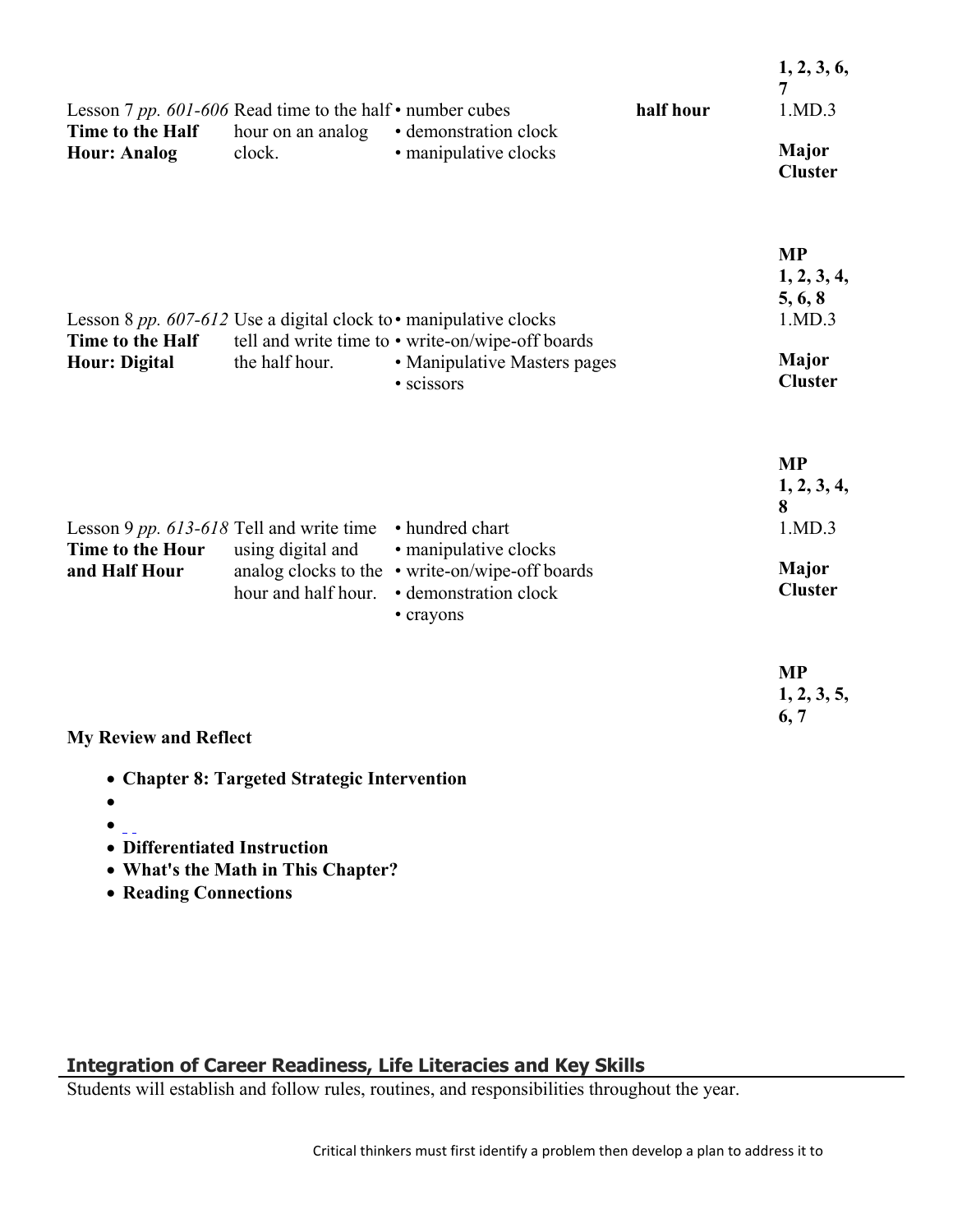| | | | | |
|---|---|---|---|---|
| | | | | **1, 2, 3, 6, 7** |
| Lesson 7 *pp. 601-606* **Time to the Half Hour: Analog** | Read time to the half hour on an analog clock. | • number cubes<br>• demonstration clock<br>• manipulative clocks | **half hour** | 1.MD.3<br><br>**Major Cluster**<br><br>**MP 1, 2, 3, 4, 5, 6, 8** |
| Lesson 8 *pp. 607-612* **Time to the Half Hour: Digital** | Use a digital clock to tell and write time to the half hour. | • manipulative clocks<br>• write-on/wipe-off boards<br>• Manipulative Masters pages<br>• scissors | | 1.MD.3<br><br>**Major Cluster**<br><br>**MP 1, 2, 3, 4, 8** |
| Lesson 9 *pp. 613-618* **Time to the Hour and Half Hour** | Tell and write time using digital and analog clocks to the hour and half hour. | • hundred chart<br>• manipulative clocks<br>• write-on/wipe-off boards<br>• demonstration clock<br>• crayons | | 1.MD.3<br><br>**Major Cluster**<br><br>**MP 1, 2, 3, 5, 6, 7** |

**My Review and Reflect**

- **Chapter 8: Targeted Strategic Intervention**
- 
- 
- **Differentiated Instruction**
- **What's the Math in This Chapter?**
- **Reading Connections**

## Integration of Career Readiness, Life Literacies and Key Skills

Students will establish and follow rules, routines, and responsibilities throughout the year.

Critical thinkers must first identify a problem then develop a plan to address it to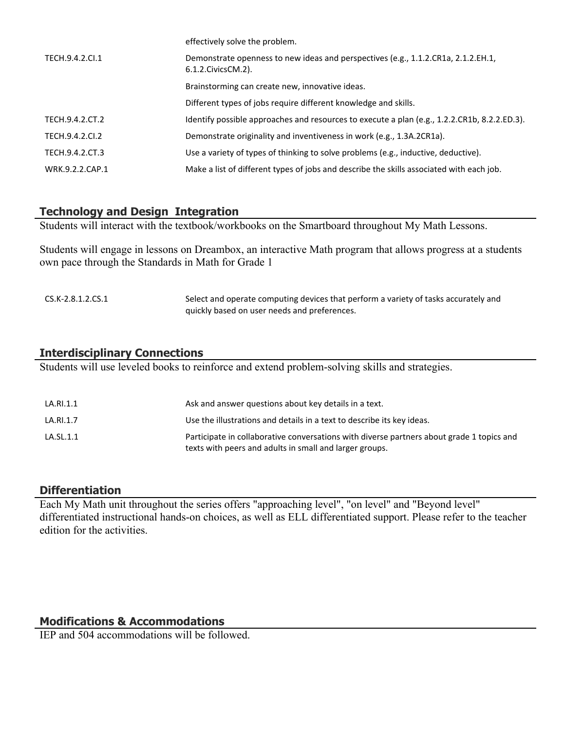| | |
|---|---|
| | effectively solve the problem. |
| TECH.9.4.2.CI.1 | Demonstrate openness to new ideas and perspectives (e.g., 1.1.2.CR1a, 2.1.2.EH.1, 6.1.2.CivicsCM.2). |
| | Brainstorming can create new, innovative ideas. |
| | Different types of jobs require different knowledge and skills. |
| TECH.9.4.2.CT.2 | Identify possible approaches and resources to execute a plan (e.g., 1.2.2.CR1b, 8.2.2.ED.3). |
| TECH.9.4.2.CI.2 | Demonstrate originality and inventiveness in work (e.g., 1.3A.2CR1a). |
| TECH.9.4.2.CT.3 | Use a variety of types of thinking to solve problems (e.g., inductive, deductive). |
| WRK.9.2.2.CAP.1 | Make a list of different types of jobs and describe the skills associated with each job. |

## Technology and Design Integration

Students will interact with the textbook/workbooks on the Smartboard throughout My Math Lessons.

Students will engage in lessons on Dreambox, an interactive Math program that allows progress at a students own pace through the Standards in Math for Grade 1

| | |
|---|---|
| CS.K-2.8.1.2.CS.1 | Select and operate computing devices that perform a variety of tasks accurately and quickly based on user needs and preferences. |

## Interdisciplinary Connections

Students will use leveled books to reinforce and extend problem-solving skills and strategies.

| | |
|---|---|
| LA.RI.1.1 | Ask and answer questions about key details in a text. |
| LA.RI.1.7 | Use the illustrations and details in a text to describe its key ideas. |
| LA.SL.1.1 | Participate in collaborative conversations with diverse partners about grade 1 topics and texts with peers and adults in small and larger groups. |

## Differentiation

Each My Math unit throughout the series offers "approaching level", "on level" and "Beyond level" differentiated instructional hands-on choices, as well as ELL differentiated support. Please refer to the teacher edition for the activities.

## Modifications & Accommodations

IEP and 504 accommodations will be followed.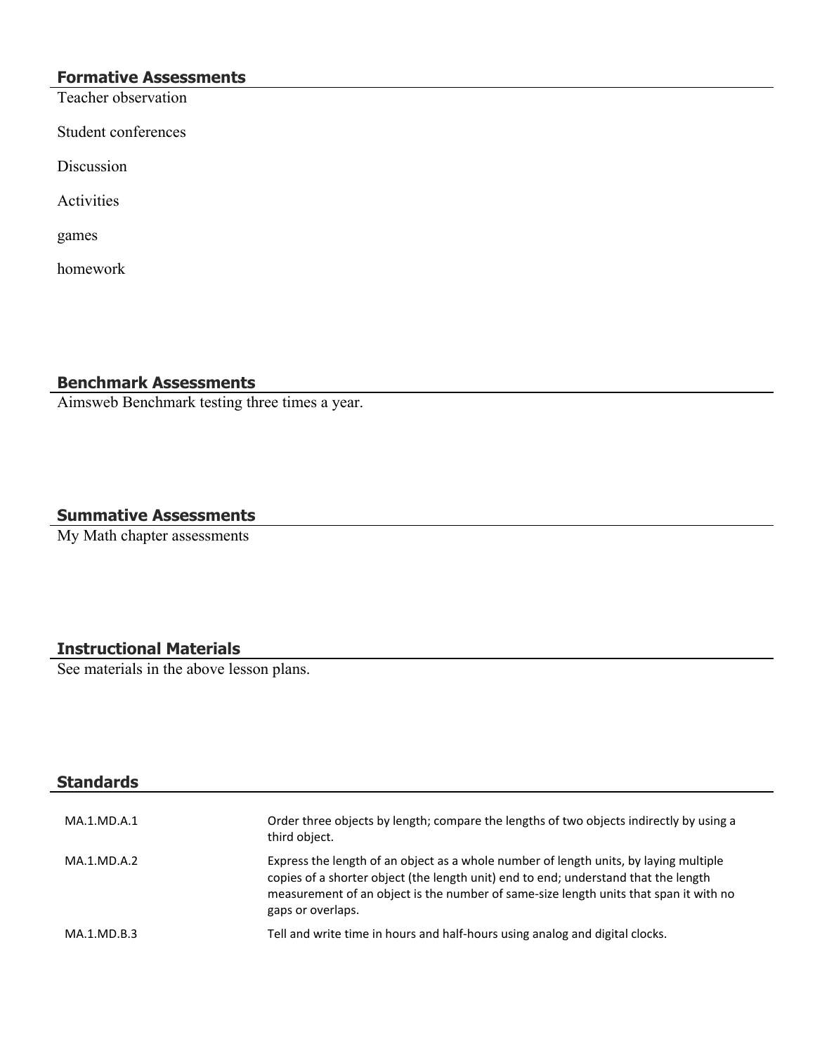## Formative Assessments

Teacher observation

Student conferences

Discussion

Activities

games

homework

## Benchmark Assessments

Aimsweb Benchmark testing three times a year.

## Summative Assessments

My Math chapter assessments

## Instructional Materials

See materials in the above lesson plans.

## Standards

| | |
|---|---|
| MA.1.MD.A.1 | Order three objects by length; compare the lengths of two objects indirectly by using a third object. |
| MA.1.MD.A.2 | Express the length of an object as a whole number of length units, by laying multiple copies of a shorter object (the length unit) end to end; understand that the length measurement of an object is the number of same-size length units that span it with no gaps or overlaps. |
| MA.1.MD.B.3 | Tell and write time in hours and half-hours using analog and digital clocks. |